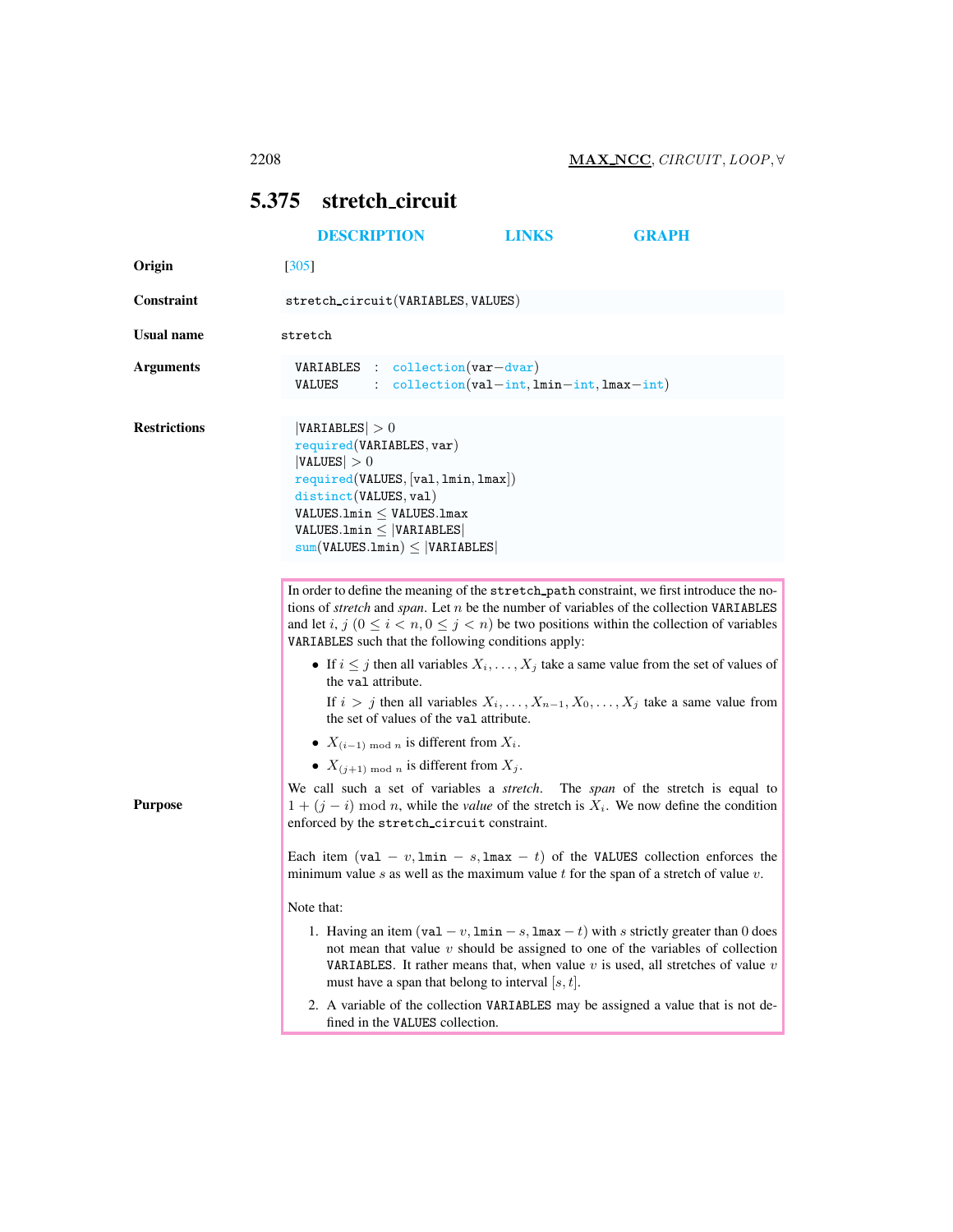## 5.375 stretch_circuit

DESCRIPTION LINKS GRAPH

**Origin** [305]

**Constraint** `stretch_circuit(VARIABLES, VALUES)`

**Usual name** `stretch`

**Arguments**

```
VARIABLES : collection(var-dvar)
VALUES    : collection(val-int, lmin-int, lmax-int)
```

**Restrictions**

```
|VARIABLES| > 0
required(VARIABLES, var)
|VALUES| > 0
required(VALUES, [val, lmin, lmax])
distinct(VALUES, val)
VALUES.lmin ≤ VALUES.lmax
VALUES.lmin ≤ |VARIABLES|
sum(VALUES.lmin) ≤ |VARIABLES|
```

**Purpose**

In order to define the meaning of the `stretch_path` constraint, we first introduce the notions of *stretch* and *span*. Let $n$ be the number of variables of the collection `VARIABLES` and let $i$, $j$ ($0 \leq i < n, 0 \leq j < n$) be two positions within the collection of variables `VARIABLES` such that the following conditions apply:

- If $i \leq j$ then all variables $X_i, \ldots, X_j$ take a same value from the set of values of the `val` attribute.

  If $i > j$ then all variables $X_i, \ldots, X_{n-1}, X_0, \ldots, X_j$ take a same value from the set of values of the `val` attribute.
- $X_{(i-1) \bmod n}$ is different from $X_i$.
- $X_{(j+1) \bmod n}$ is different from $X_j$.

We call such a set of variables a *stretch*. The *span* of the stretch is equal to $1 + (j - i) \bmod n$, while the *value* of the stretch is $X_i$. We now define the condition enforced by the `stretch_circuit` constraint.

Each item ($\texttt{val} - v, \texttt{lmin} - s, \texttt{lmax} - t$) of the `VALUES` collection enforces the minimum value $s$ as well as the maximum value $t$ for the span of a stretch of value $v$.

Note that:

1. Having an item ($\texttt{val} - v, \texttt{lmin} - s, \texttt{lmax} - t$) with $s$ strictly greater than 0 does not mean that value $v$ should be assigned to one of the variables of collection `VARIABLES`. It rather means that, when value $v$ is used, all stretches of value $v$ must have a span that belong to interval $[s, t]$.
2. A variable of the collection `VARIABLES` may be assigned a value that is not defined in the `VALUES` collection.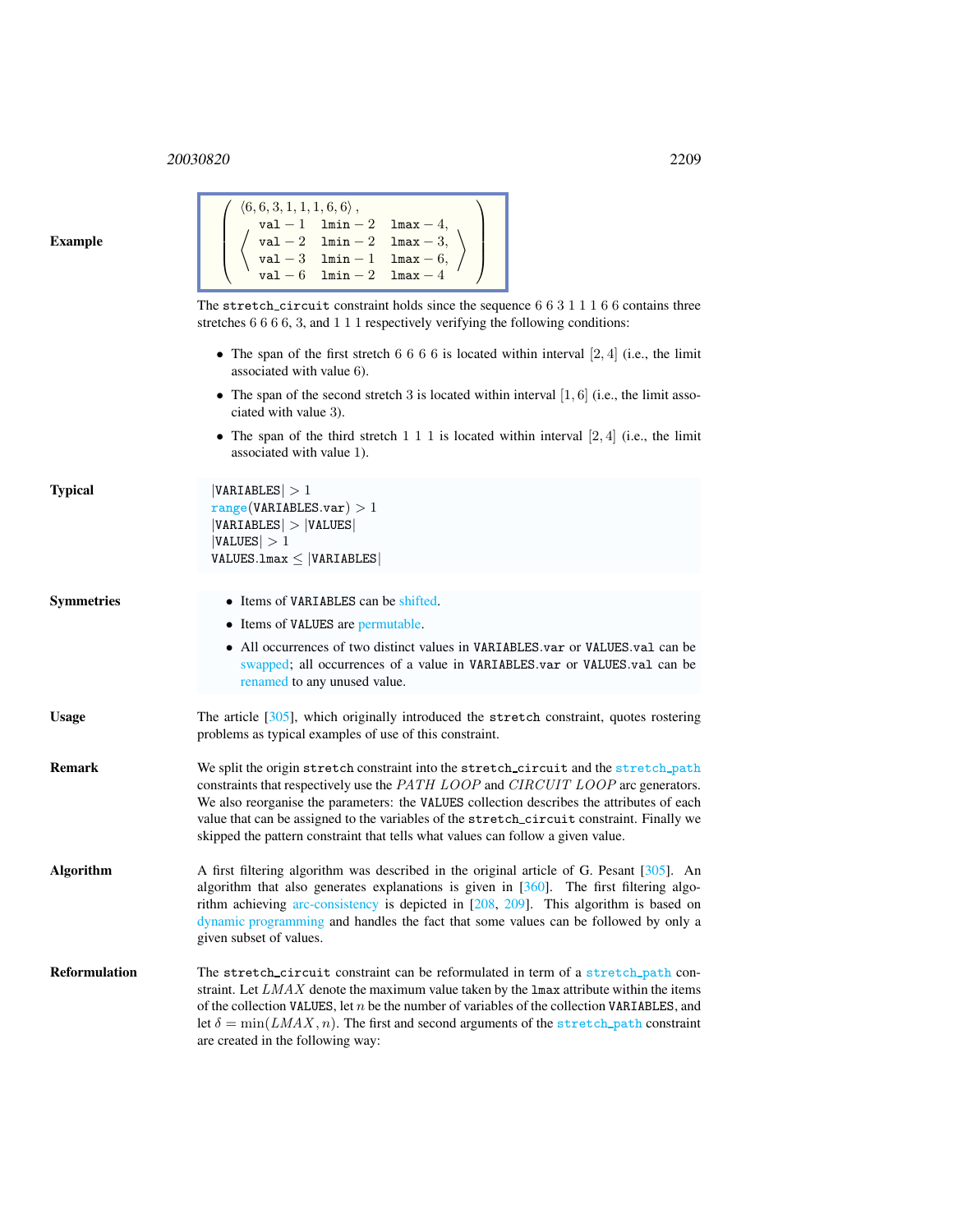**Example**

$$\left( \begin{array}{l} \langle 6, 6, 3, 1, 1, 1, 6, 6 \rangle, \\ \left\langle \begin{array}{lll} \texttt{val} - 1 & \texttt{lmin} - 2 & \texttt{lmax} - 4, \\ \texttt{val} - 2 & \texttt{lmin} - 2 & \texttt{lmax} - 3, \\ \texttt{val} - 3 & \texttt{lmin} - 1 & \texttt{lmax} - 6, \\ \texttt{val} - 6 & \texttt{lmin} - 2 & \texttt{lmax} - 4 \end{array} \right\rangle \end{array} \right)$$

The `stretch_circuit` constraint holds since the sequence 6 6 3 1 1 1 6 6 contains three stretches 6 6 6 6, 3, and 1 1 1 respectively verifying the following conditions:

- The span of the first stretch 6 6 6 6 is located within interval $[2, 4]$ (i.e., the limit associated with value 6).
- The span of the second stretch 3 is located within interval $[1, 6]$ (i.e., the limit associated with value 3).
- The span of the third stretch 1 1 1 is located within interval $[2, 4]$ (i.e., the limit associated with value 1).

**Typical**

$|\texttt{VARIABLES}| > 1$
$\texttt{range}(\texttt{VARIABLES.var}) > 1$
$|\texttt{VARIABLES}| > |\texttt{VALUES}|$
$|\texttt{VALUES}| > 1$
$\texttt{VALUES.lmax} \leq |\texttt{VARIABLES}|$

**Symmetries**

- Items of `VARIABLES` can be shifted.
- Items of `VALUES` are permutable.
- All occurrences of two distinct values in `VARIABLES.var` or `VALUES.val` can be swapped; all occurrences of a value in `VARIABLES.var` or `VALUES.val` can be renamed to any unused value.

**Usage**

The article [305], which originally introduced the `stretch` constraint, quotes rostering problems as typical examples of use of this constraint.

**Remark**

We split the origin `stretch` constraint into the `stretch_circuit` and the `stretch_path` constraints that respectively use the *PATH LOOP* and *CIRCUIT LOOP* arc generators. We also reorganise the parameters: the `VALUES` collection describes the attributes of each value that can be assigned to the variables of the `stretch_circuit` constraint. Finally we skipped the pattern constraint that tells what values can follow a given value.

**Algorithm**

A first filtering algorithm was described in the original article of G. Pesant [305]. An algorithm that also generates explanations is given in [360]. The first filtering algorithm achieving arc-consistency is depicted in [208, 209]. This algorithm is based on dynamic programming and handles the fact that some values can be followed by only a given subset of values.

**Reformulation**

The `stretch_circuit` constraint can be reformulated in term of a `stretch_path` constraint. Let $LMAX$ denote the maximum value taken by the `lmax` attribute within the items of the collection `VALUES`, let $n$ be the number of variables of the collection `VARIABLES`, and let $\delta = \min(LMAX, n)$. The first and second arguments of the `stretch_path` constraint are created in the following way: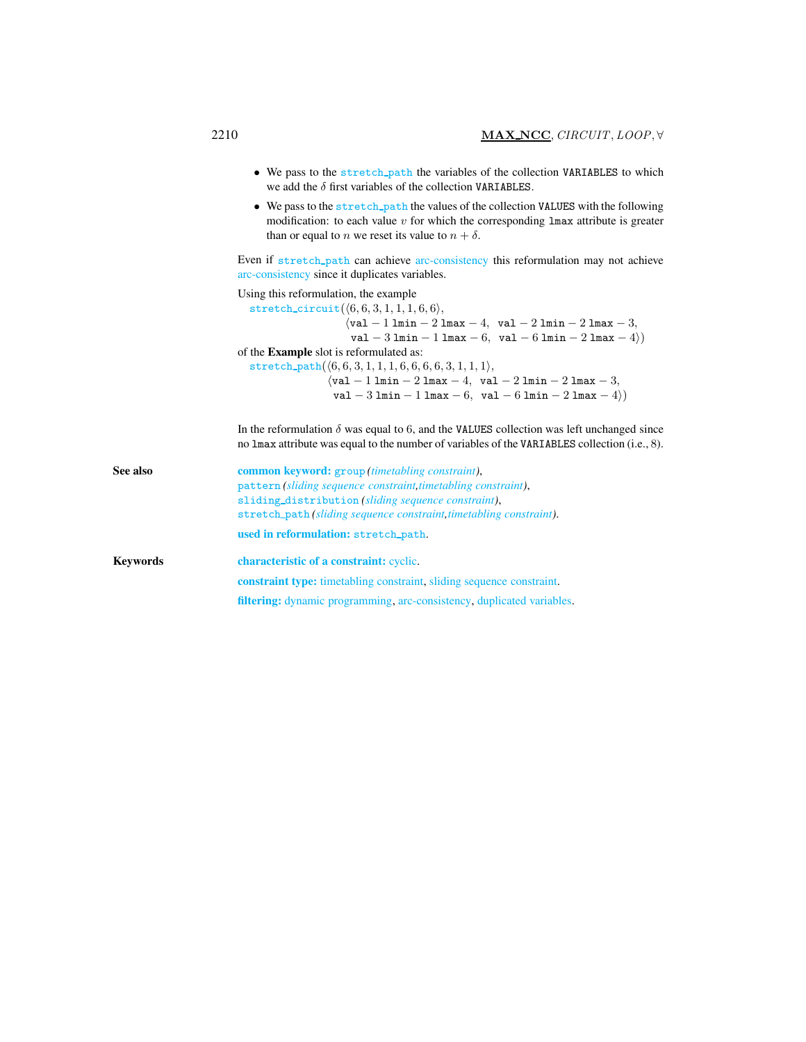- We pass to the stretch_path the variables of the collection VARIABLES to which we add the $\delta$ first variables of the collection VARIABLES.
- We pass to the stretch_path the values of the collection VALUES with the following modification: to each value $v$ for which the corresponding lmax attribute is greater than or equal to $n$ we reset its value to $n + \delta$.

Even if stretch_path can achieve arc-consistency this reformulation may not achieve arc-consistency since it duplicates variables.

Using this reformulation, the example

stretch_circuit($\langle 6, 6, 3, 1, 1, 1, 6, 6\rangle$,
$\langle$val − 1 lmin − 2 lmax − 4, val − 2 lmin − 2 lmax − 3,
val − 3 lmin − 1 lmax − 6, val − 6 lmin − 2 lmax − 4$\rangle$)

of the **Example** slot is reformulated as:

stretch_path($\langle 6, 6, 3, 1, 1, 1, 6, 6, 6, 6, 3, 1, 1, 1\rangle$,
$\langle$val − 1 lmin − 2 lmax − 4, val − 2 lmin − 2 lmax − 3,
val − 3 lmin − 1 lmax − 6, val − 6 lmin − 2 lmax − 4$\rangle$)

In the reformulation $\delta$ was equal to 6, and the VALUES collection was left unchanged since no lmax attribute was equal to the number of variables of the VARIABLES collection (i.e., 8).

**See also**

**common keyword:** group *(timetabling constraint)*,
pattern *(sliding sequence constraint, timetabling constraint)*,
sliding_distribution *(sliding sequence constraint)*,
stretch_path *(sliding sequence constraint, timetabling constraint)*.

**used in reformulation:** stretch_path.

**Keywords**

**characteristic of a constraint:** cyclic.

**constraint type:** timetabling constraint, sliding sequence constraint.

**filtering:** dynamic programming, arc-consistency, duplicated variables.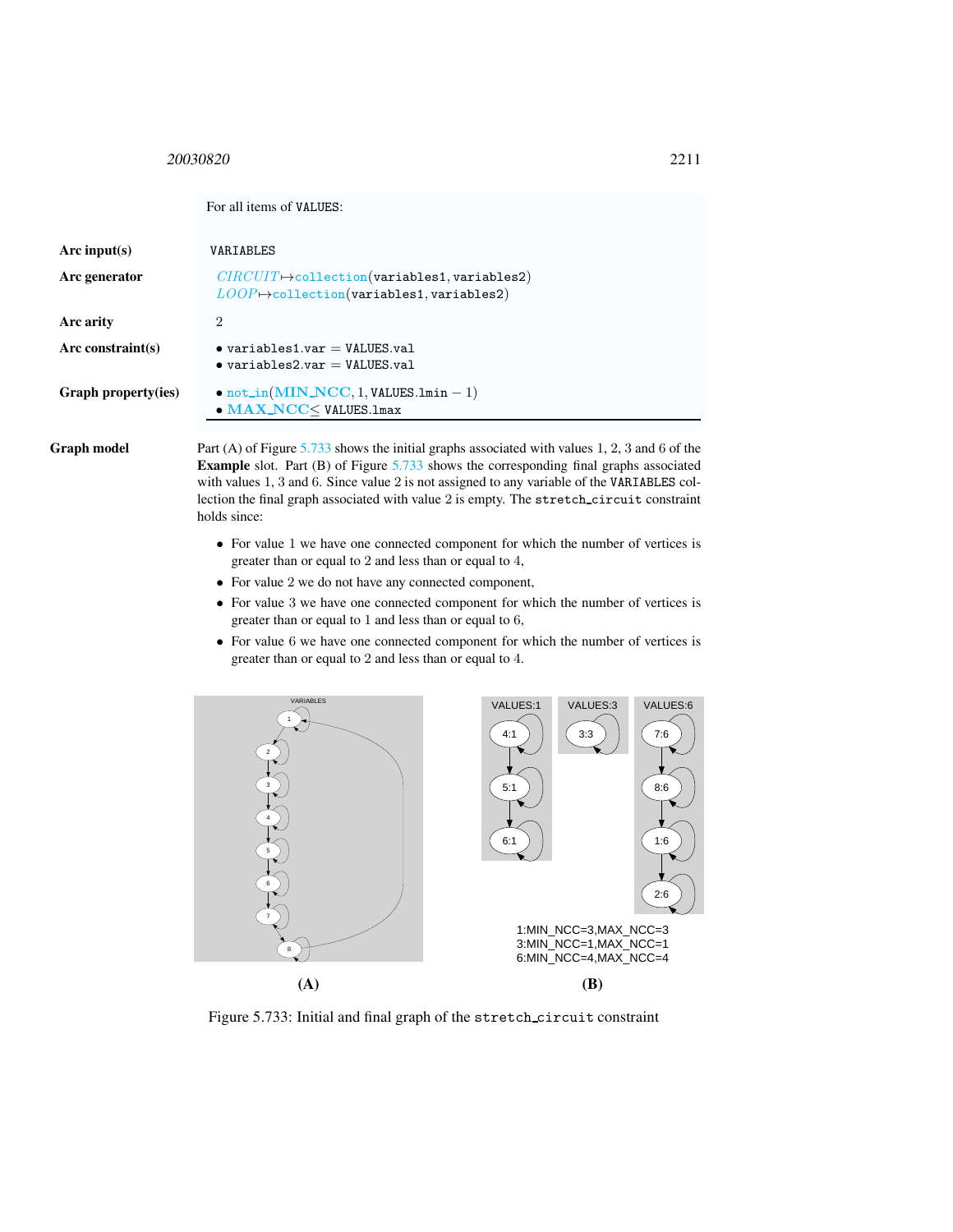For all items of VALUES:

| | |
|---|---|
| **Arc input(s)** | VARIABLES |
| **Arc generator** | *CIRCUIT*↦collection(variables1, variables2)<br>*LOOP*↦collection(variables1, variables2) |
| **Arc arity** | 2 |
| **Arc constraint(s)** | • variables1.var = VALUES.val<br>• variables2.var = VALUES.val |
| **Graph property(ies)** | • not_in(**MIN_NCC**, 1, VALUES.lmin − 1)<br>• **MAX_NCC**≤ VALUES.lmax |

**Graph model**

Part (A) of Figure 5.733 shows the initial graphs associated with values 1, 2, 3 and 6 of the **Example** slot. Part (B) of Figure 5.733 shows the corresponding final graphs associated with values 1, 3 and 6. Since value 2 is not assigned to any variable of the VARIABLES collection the final graph associated with value 2 is empty. The stretch_circuit constraint holds since:

- For value 1 we have one connected component for which the number of vertices is greater than or equal to 2 and less than or equal to 4,
- For value 2 we do not have any connected component,
- For value 3 we have one connected component for which the number of vertices is greater than or equal to 1 and less than or equal to 6,
- For value 6 we have one connected component for which the number of vertices is greater than or equal to 2 and less than or equal to 4.

VARIABLES

1
2
3
4
5
6
7
8

VALUES:1
4:1
5:1
6:1

VALUES:3
3:3

VALUES:6
7:6
8:6
1:6
2:6

1:MIN_NCC=3,MAX_NCC=3
3:MIN_NCC=1,MAX_NCC=1
6:MIN_NCC=4,MAX_NCC=4

**(A)** **(B)**

Figure 5.733: Initial and final graph of the stretch_circuit constraint